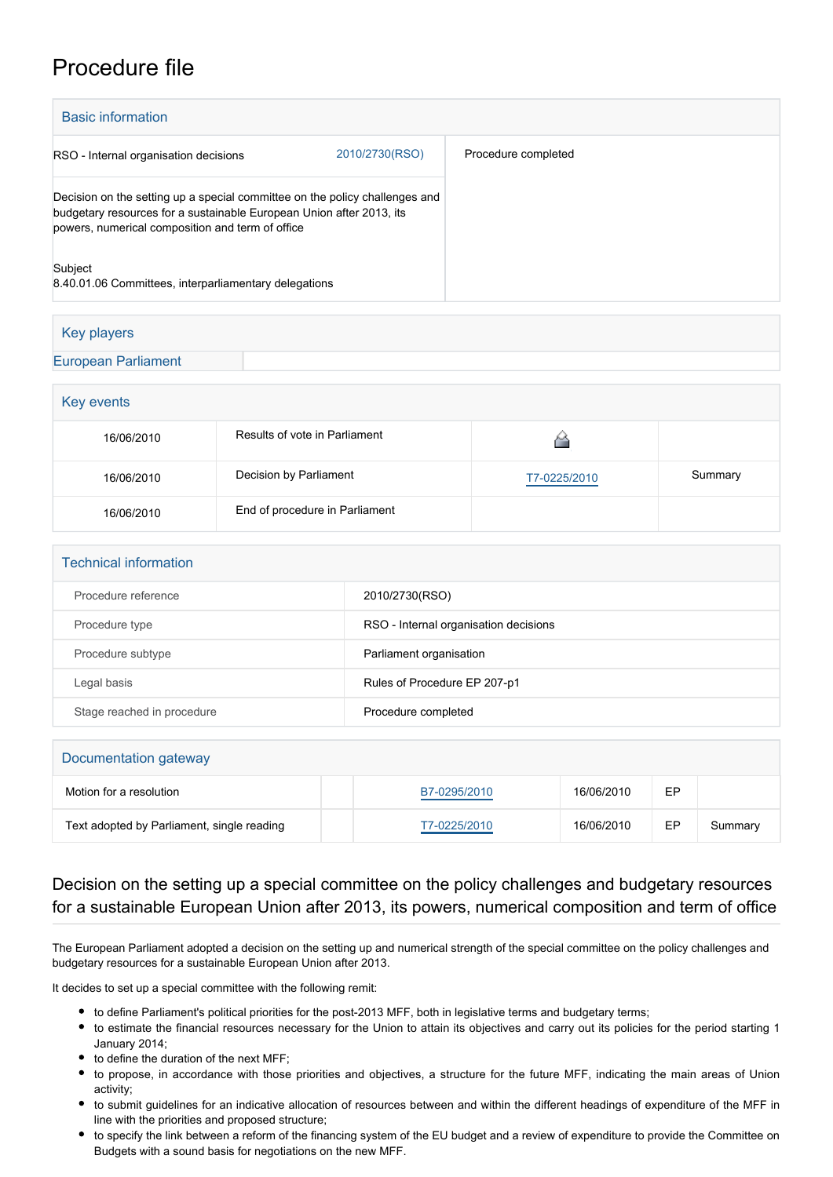# Procedure file

## Basic information

| | | |
|---|---|---|
| RSO - Internal organisation decisions | 2010/2730(RSO) | Procedure completed |
| Decision on the setting up a special committee on the policy challenges and budgetary resources for a sustainable European Union after 2013, its powers, numerical composition and term of office<br><br>Subject<br>8.40.01.06 Committees, interparliamentary delegations | | |

## Key players

European Parliament

## Key events

| | | | |
|---|---|---|---|
| 16/06/2010 | Results of vote in Parliament | | |
| 16/06/2010 | Decision by Parliament | T7-0225/2010 | Summary |
| 16/06/2010 | End of procedure in Parliament | | |

## Technical information

| | |
|---|---|
| Procedure reference | 2010/2730(RSO) |
| Procedure type | RSO - Internal organisation decisions |
| Procedure subtype | Parliament organisation |
| Legal basis | Rules of Procedure EP 207-p1 |
| Stage reached in procedure | Procedure completed |

## Documentation gateway

| | | | | | |
|---|---|---|---|---|---|
| Motion for a resolution | | B7-0295/2010 | 16/06/2010 | EP | |
| Text adopted by Parliament, single reading | | T7-0225/2010 | 16/06/2010 | EP | Summary |

## Decision on the setting up a special committee on the policy challenges and budgetary resources for a sustainable European Union after 2013, its powers, numerical composition and term of office

The European Parliament adopted a decision on the setting up and numerical strength of the special committee on the policy challenges and budgetary resources for a sustainable European Union after 2013.

It decides to set up a special committee with the following remit:

- to define Parliament's political priorities for the post-2013 MFF, both in legislative terms and budgetary terms;
- to estimate the financial resources necessary for the Union to attain its objectives and carry out its policies for the period starting 1 January 2014;
- to define the duration of the next MFF;
- to propose, in accordance with those priorities and objectives, a structure for the future MFF, indicating the main areas of Union activity;
- to submit guidelines for an indicative allocation of resources between and within the different headings of expenditure of the MFF in line with the priorities and proposed structure;
- to specify the link between a reform of the financing system of the EU budget and a review of expenditure to provide the Committee on Budgets with a sound basis for negotiations on the new MFF.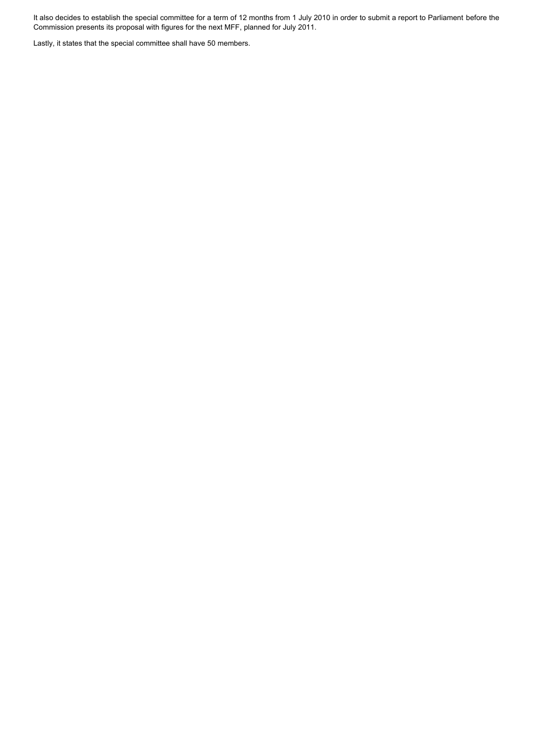It also decides to establish the special committee for a term of 12 months from 1 July 2010 in order to submit a report to Parliament before the Commission presents its proposal with figures for the next MFF, planned for July 2011.

Lastly, it states that the special committee shall have 50 members.